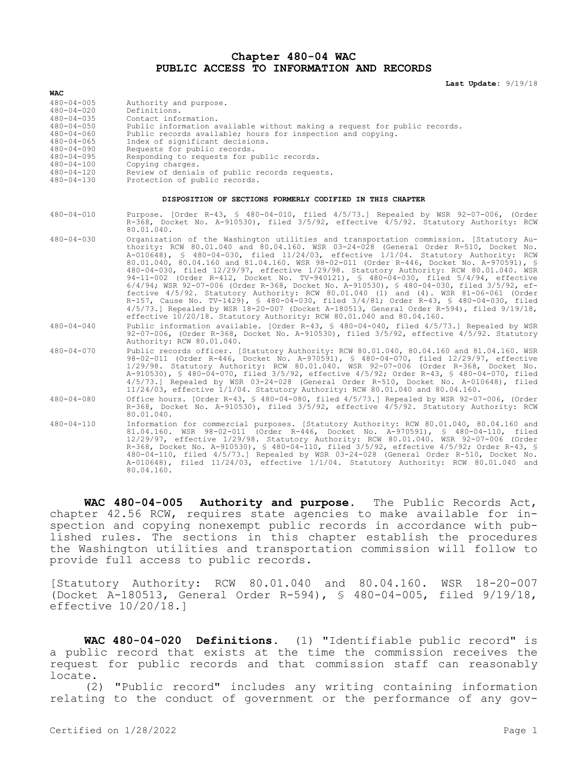# Chapter 480-04 WAC
# PUBLIC ACCESS TO INFORMATION AND RECORDS

**Last Update:** 9/19/18

**WAC**

| | |
|---|---|
| 480-04-005 | Authority and purpose. |
| 480-04-020 | Definitions. |
| 480-04-035 | Contact information. |
| 480-04-050 | Public information available without making a request for public records. |
| 480-04-060 | Public records available; hours for inspection and copying. |
| 480-04-065 | Index of significant decisions. |
| 480-04-090 | Requests for public records. |
| 480-04-095 | Responding to requests for public records. |
| 480-04-100 | Copying charges. |
| 480-04-120 | Review of denials of public records requests. |
| 480-04-130 | Protection of public records. |

**DISPOSITION OF SECTIONS FORMERLY CODIFIED IN THIS CHAPTER**

| | |
|---|---|
| 480-04-010 | Purpose. [Order R-43, § 480-04-010, filed 4/5/73.] Repealed by WSR 92-07-006, (Order R-368, Docket No. A-910530), filed 3/5/92, effective 4/5/92. Statutory Authority: RCW 80.01.040. |
| 480-04-030 | Organization of the Washington utilities and transportation commission. [Statutory Authority: RCW 80.01.040 and 80.04.160. WSR 03-24-028 (General Order R-510, Docket No. A-010648), § 480-04-030, filed 11/24/03, effective 1/1/04. Statutory Authority: RCW 80.01.040, 80.04.160 and 81.04.160. WSR 98-02-011 (Order R-446, Docket No. A-970591), § 480-04-030, filed 12/29/97, effective 1/29/98. Statutory Authority: RCW 80.01.040. WSR 94-11-002 (Order R-412, Docket No. TV-940121), § 480-04-030, filed 5/4/94, effective 6/4/94; WSR 92-07-006 (Order R-368, Docket No. A-910530), § 480-04-030, filed 3/5/92, effective 4/5/92. Statutory Authority: RCW 80.01.040 (1) and (4). WSR 81-06-061 (Order R-157, Cause No. TV-1429), § 480-04-030, filed 3/4/81; Order R-43, § 480-04-030, filed 4/5/73.] Repealed by WSR 18-20-007 (Docket A-180513, General Order R-594), filed 9/19/18, effective 10/20/18. Statutory Authority: RCW 80.01.040 and 80.04.160. |
| 480-04-040 | Public information available. [Order R-43, § 480-04-040, filed 4/5/73.] Repealed by WSR 92-07-006, (Order R-368, Docket No. A-910530), filed 3/5/92, effective 4/5/92. Statutory Authority: RCW 80.01.040. |
| 480-04-070 | Public records officer. [Statutory Authority: RCW 80.01.040, 80.04.160 and 81.04.160. WSR 98-02-011 (Order R-446, Docket No. A-970591), § 480-04-070, filed 12/29/97, effective 1/29/98. Statutory Authority: RCW 80.01.040. WSR 92-07-006 (Order R-368, Docket No. A-910530), § 480-04-070, filed 3/5/92, effective 4/5/92; Order R-43, § 480-04-070, filed 4/5/73.] Repealed by WSR 03-24-028 (General Order R-510, Docket No. A-010648), filed 11/24/03, effective 1/1/04. Statutory Authority: RCW 80.01.040 and 80.04.160. |
| 480-04-080 | Office hours. [Order R-43, § 480-04-080, filed 4/5/73.] Repealed by WSR 92-07-006, (Order R-368, Docket No. A-910530), filed 3/5/92, effective 4/5/92. Statutory Authority: RCW 80.01.040. |
| 480-04-110 | Information for commercial purposes. [Statutory Authority: RCW 80.01.040, 80.04.160 and 81.04.160. WSR 98-02-011 (Order R-446, Docket No. A-970591), § 480-04-110, filed 12/29/97, effective 1/29/98. Statutory Authority: RCW 80.01.040. WSR 92-07-006 (Order R-368, Docket No. A-910530), § 480-04-110, filed 3/5/92, effective 4/5/92; Order R-43, § 480-04-110, filed 4/5/73.] Repealed by WSR 03-24-028 (General Order R-510, Docket No. A-010648), filed 11/24/03, effective 1/1/04. Statutory Authority: RCW 80.01.040 and 80.04.160. |

**WAC 480-04-005 Authority and purpose.** The Public Records Act, chapter 42.56 RCW, requires state agencies to make available for inspection and copying nonexempt public records in accordance with published rules. The sections in this chapter establish the procedures the Washington utilities and transportation commission will follow to provide full access to public records.

[Statutory Authority: RCW 80.01.040 and 80.04.160. WSR 18-20-007 (Docket A-180513, General Order R-594), § 480-04-005, filed 9/19/18, effective 10/20/18.]

**WAC 480-04-020 Definitions.** (1) "Identifiable public record" is a public record that exists at the time the commission receives the request for public records and that commission staff can reasonably locate.

(2) "Public record" includes any writing containing information relating to the conduct of government or the performance of any gov-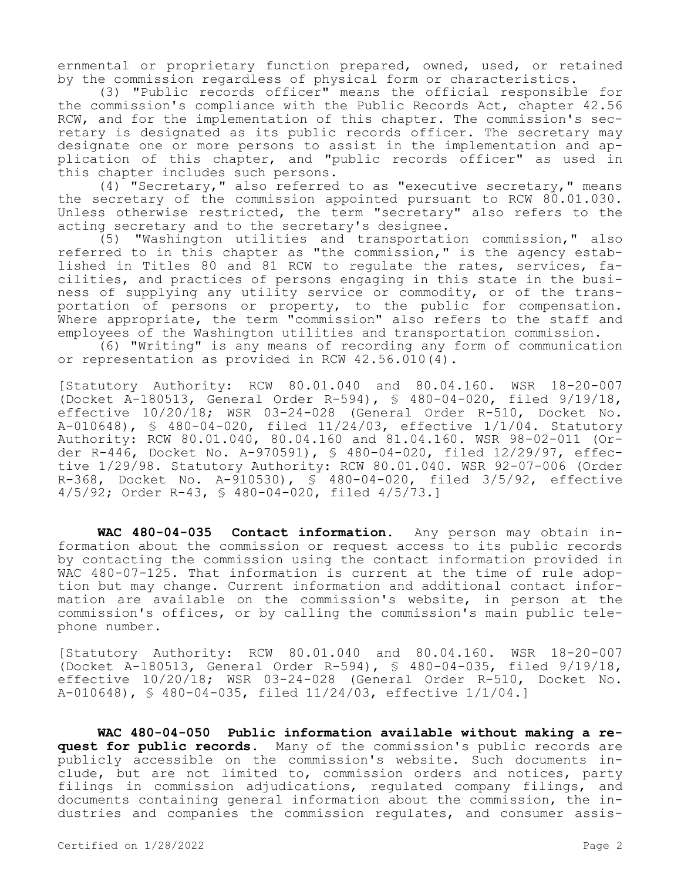ernmental or proprietary function prepared, owned, used, or retained by the commission regardless of physical form or characteristics.

(3) "Public records officer" means the official responsible for the commission's compliance with the Public Records Act, chapter 42.56 RCW, and for the implementation of this chapter. The commission's secretary is designated as its public records officer. The secretary may designate one or more persons to assist in the implementation and application of this chapter, and "public records officer" as used in this chapter includes such persons.

(4) "Secretary," also referred to as "executive secretary," means the secretary of the commission appointed pursuant to RCW 80.01.030. Unless otherwise restricted, the term "secretary" also refers to the acting secretary and to the secretary's designee.

(5) "Washington utilities and transportation commission," also referred to in this chapter as "the commission," is the agency established in Titles 80 and 81 RCW to regulate the rates, services, facilities, and practices of persons engaging in this state in the business of supplying any utility service or commodity, or of the transportation of persons or property, to the public for compensation. Where appropriate, the term "commission" also refers to the staff and employees of the Washington utilities and transportation commission.

(6) "Writing" is any means of recording any form of communication or representation as provided in RCW 42.56.010(4).

[Statutory Authority: RCW 80.01.040 and 80.04.160. WSR 18-20-007 (Docket A-180513, General Order R-594), § 480-04-020, filed 9/19/18, effective 10/20/18; WSR 03-24-028 (General Order R-510, Docket No. A-010648), § 480-04-020, filed 11/24/03, effective 1/1/04. Statutory Authority: RCW 80.01.040, 80.04.160 and 81.04.160. WSR 98-02-011 (Order R-446, Docket No. A-970591), § 480-04-020, filed 12/29/97, effective 1/29/98. Statutory Authority: RCW 80.01.040. WSR 92-07-006 (Order R-368, Docket No. A-910530), § 480-04-020, filed 3/5/92, effective 4/5/92; Order R-43, § 480-04-020, filed 4/5/73.]

**WAC 480-04-035 Contact information.** Any person may obtain information about the commission or request access to its public records by contacting the commission using the contact information provided in WAC 480-07-125. That information is current at the time of rule adoption but may change. Current information and additional contact information are available on the commission's website, in person at the commission's offices, or by calling the commission's main public telephone number.

[Statutory Authority: RCW 80.01.040 and 80.04.160. WSR 18-20-007 (Docket A-180513, General Order R-594), § 480-04-035, filed 9/19/18, effective 10/20/18; WSR 03-24-028 (General Order R-510, Docket No. A-010648), § 480-04-035, filed 11/24/03, effective 1/1/04.]

**WAC 480-04-050 Public information available without making a request for public records.** Many of the commission's public records are publicly accessible on the commission's website. Such documents include, but are not limited to, commission orders and notices, party filings in commission adjudications, regulated company filings, and documents containing general information about the commission, the industries and companies the commission regulates, and consumer assis-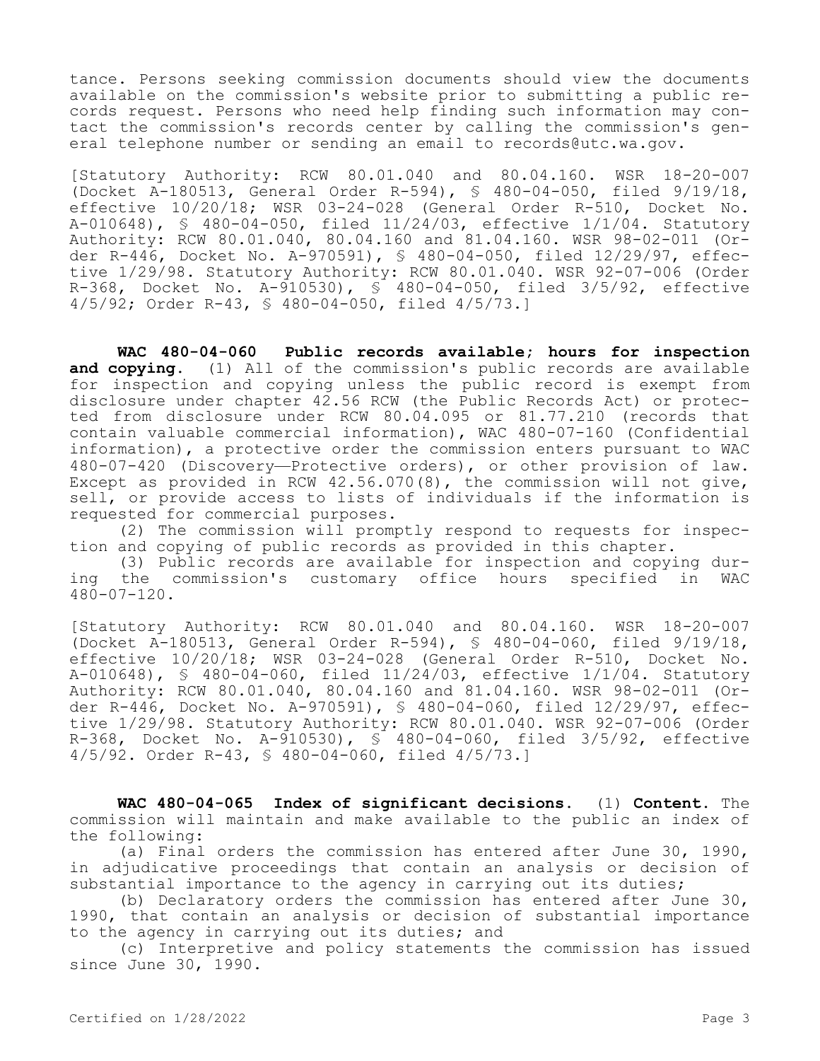tance. Persons seeking commission documents should view the documents available on the commission's website prior to submitting a public records request. Persons who need help finding such information may contact the commission's records center by calling the commission's general telephone number or sending an email to records@utc.wa.gov.

[Statutory Authority: RCW 80.01.040 and 80.04.160. WSR 18-20-007 (Docket A-180513, General Order R-594), § 480-04-050, filed 9/19/18, effective 10/20/18; WSR 03-24-028 (General Order R-510, Docket No. A-010648), § 480-04-050, filed 11/24/03, effective 1/1/04. Statutory Authority: RCW 80.01.040, 80.04.160 and 81.04.160. WSR 98-02-011 (Order R-446, Docket No. A-970591), § 480-04-050, filed 12/29/97, effective 1/29/98. Statutory Authority: RCW 80.01.040. WSR 92-07-006 (Order R-368, Docket No. A-910530), § 480-04-050, filed 3/5/92, effective 4/5/92; Order R-43, § 480-04-050, filed 4/5/73.]

**WAC 480-04-060 Public records available; hours for inspection and copying.** (1) All of the commission's public records are available for inspection and copying unless the public record is exempt from disclosure under chapter 42.56 RCW (the Public Records Act) or protected from disclosure under RCW 80.04.095 or 81.77.210 (records that contain valuable commercial information), WAC 480-07-160 (Confidential information), a protective order the commission enters pursuant to WAC 480-07-420 (Discovery—Protective orders), or other provision of law. Except as provided in RCW 42.56.070(8), the commission will not give, sell, or provide access to lists of individuals if the information is requested for commercial purposes.

(2) The commission will promptly respond to requests for inspection and copying of public records as provided in this chapter.

(3) Public records are available for inspection and copying during the commission's customary office hours specified in WAC 480-07-120.

[Statutory Authority: RCW 80.01.040 and 80.04.160. WSR 18-20-007 (Docket A-180513, General Order R-594), § 480-04-060, filed 9/19/18, effective 10/20/18; WSR 03-24-028 (General Order R-510, Docket No. A-010648), § 480-04-060, filed 11/24/03, effective 1/1/04. Statutory Authority: RCW 80.01.040, 80.04.160 and 81.04.160. WSR 98-02-011 (Order R-446, Docket No. A-970591), § 480-04-060, filed 12/29/97, effective 1/29/98. Statutory Authority: RCW 80.01.040. WSR 92-07-006 (Order R-368, Docket No. A-910530), § 480-04-060, filed 3/5/92, effective 4/5/92. Order R-43, § 480-04-060, filed 4/5/73.]

**WAC 480-04-065 Index of significant decisions.** (1) **Content.** The commission will maintain and make available to the public an index of the following:

(a) Final orders the commission has entered after June 30, 1990, in adjudicative proceedings that contain an analysis or decision of substantial importance to the agency in carrying out its duties;

(b) Declaratory orders the commission has entered after June 30, 1990, that contain an analysis or decision of substantial importance to the agency in carrying out its duties; and

(c) Interpretive and policy statements the commission has issued since June 30, 1990.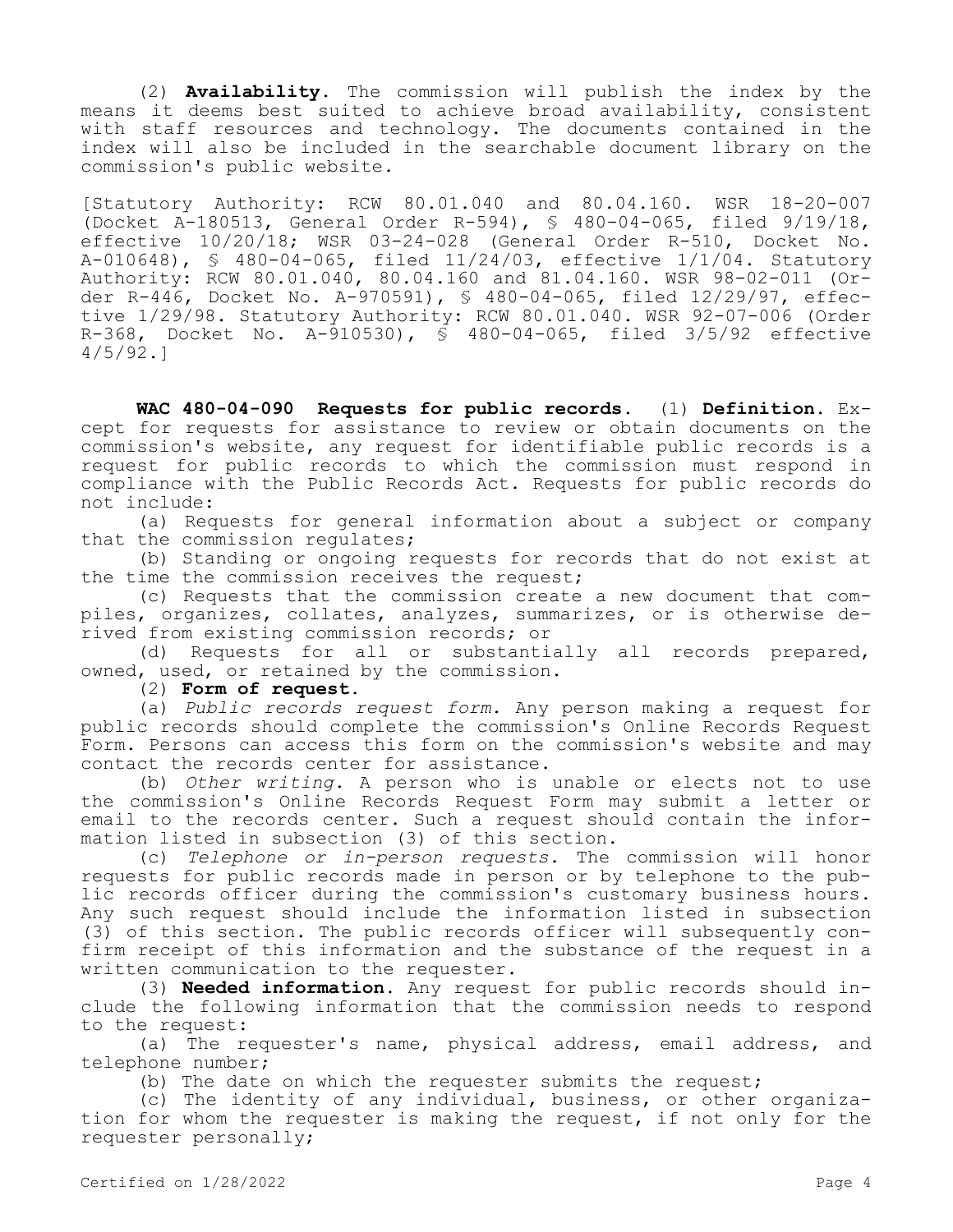(2) **Availability.** The commission will publish the index by the means it deems best suited to achieve broad availability, consistent with staff resources and technology. The documents contained in the index will also be included in the searchable document library on the commission's public website.

[Statutory Authority: RCW 80.01.040 and 80.04.160. WSR 18-20-007 (Docket A-180513, General Order R-594), § 480-04-065, filed 9/19/18, effective 10/20/18; WSR 03-24-028 (General Order R-510, Docket No. A-010648), § 480-04-065, filed 11/24/03, effective 1/1/04. Statutory Authority: RCW 80.01.040, 80.04.160 and 81.04.160. WSR 98-02-011 (Order R-446, Docket No. A-970591), § 480-04-065, filed 12/29/97, effective 1/29/98. Statutory Authority: RCW 80.01.040. WSR 92-07-006 (Order R-368, Docket No. A-910530), § 480-04-065, filed 3/5/92 effective 4/5/92.]

**WAC 480-04-090 Requests for public records.** (1) **Definition.** Except for requests for assistance to review or obtain documents on the commission's website, any request for identifiable public records is a request for public records to which the commission must respond in compliance with the Public Records Act. Requests for public records do not include:

(a) Requests for general information about a subject or company that the commission regulates;

(b) Standing or ongoing requests for records that do not exist at the time the commission receives the request;

(c) Requests that the commission create a new document that compiles, organizes, collates, analyzes, summarizes, or is otherwise derived from existing commission records; or

(d) Requests for all or substantially all records prepared, owned, used, or retained by the commission.

(2) **Form of request.**

(a) *Public records request form.* Any person making a request for public records should complete the commission's Online Records Request Form. Persons can access this form on the commission's website and may contact the records center for assistance.

(b) *Other writing.* A person who is unable or elects not to use the commission's Online Records Request Form may submit a letter or email to the records center. Such a request should contain the information listed in subsection (3) of this section.

(c) *Telephone or in-person requests.* The commission will honor requests for public records made in person or by telephone to the public records officer during the commission's customary business hours. Any such request should include the information listed in subsection (3) of this section. The public records officer will subsequently confirm receipt of this information and the substance of the request in a written communication to the requester.

(3) **Needed information.** Any request for public records should include the following information that the commission needs to respond to the request:

(a) The requester's name, physical address, email address, and telephone number;

(b) The date on which the requester submits the request;

(c) The identity of any individual, business, or other organization for whom the requester is making the request, if not only for the requester personally;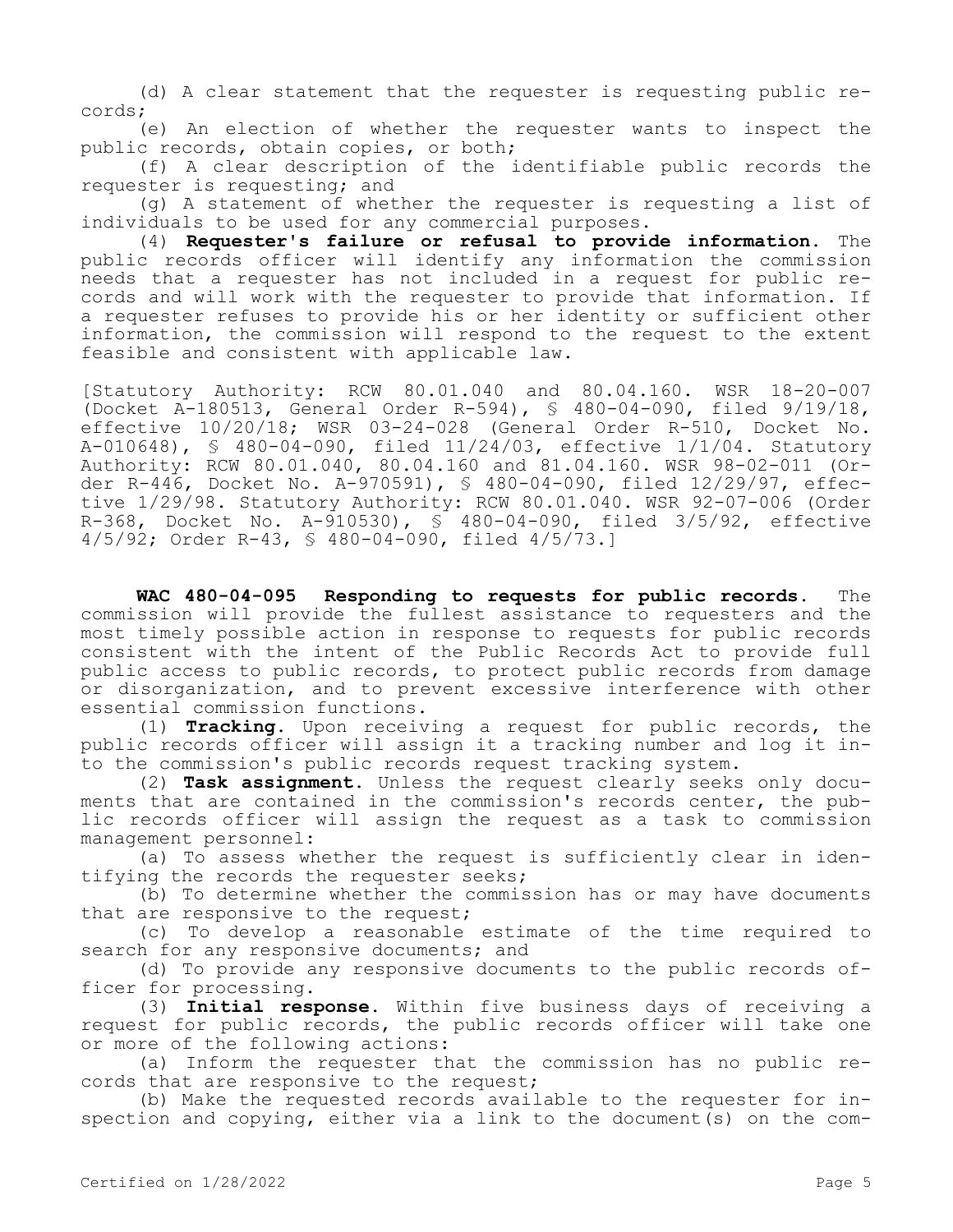(d) A clear statement that the requester is requesting public records;

(e) An election of whether the requester wants to inspect the public records, obtain copies, or both;

(f) A clear description of the identifiable public records the requester is requesting; and

(g) A statement of whether the requester is requesting a list of individuals to be used for any commercial purposes.

(4) **Requester's failure or refusal to provide information.** The public records officer will identify any information the commission needs that a requester has not included in a request for public records and will work with the requester to provide that information. If a requester refuses to provide his or her identity or sufficient other information, the commission will respond to the request to the extent feasible and consistent with applicable law.

[Statutory Authority: RCW 80.01.040 and 80.04.160. WSR 18-20-007 (Docket A-180513, General Order R-594), § 480-04-090, filed 9/19/18, effective 10/20/18; WSR 03-24-028 (General Order R-510, Docket No. A-010648), § 480-04-090, filed 11/24/03, effective 1/1/04. Statutory Authority: RCW 80.01.040, 80.04.160 and 81.04.160. WSR 98-02-011 (Order R-446, Docket No. A-970591), § 480-04-090, filed 12/29/97, effective 1/29/98. Statutory Authority: RCW 80.01.040. WSR 92-07-006 (Order R-368, Docket No. A-910530), § 480-04-090, filed 3/5/92, effective 4/5/92; Order R-43, § 480-04-090, filed 4/5/73.]

**WAC 480-04-095 Responding to requests for public records.** The commission will provide the fullest assistance to requesters and the most timely possible action in response to requests for public records consistent with the intent of the Public Records Act to provide full public access to public records, to protect public records from damage or disorganization, and to prevent excessive interference with other essential commission functions.

(1) **Tracking.** Upon receiving a request for public records, the public records officer will assign it a tracking number and log it into the commission's public records request tracking system.

(2) **Task assignment.** Unless the request clearly seeks only documents that are contained in the commission's records center, the public records officer will assign the request as a task to commission management personnel:

(a) To assess whether the request is sufficiently clear in identifying the records the requester seeks;

(b) To determine whether the commission has or may have documents that are responsive to the request;

(c) To develop a reasonable estimate of the time required to search for any responsive documents; and

(d) To provide any responsive documents to the public records officer for processing.

(3) **Initial response.** Within five business days of receiving a request for public records, the public records officer will take one or more of the following actions:

(a) Inform the requester that the commission has no public records that are responsive to the request;

(b) Make the requested records available to the requester for inspection and copying, either via a link to the document(s) on the com-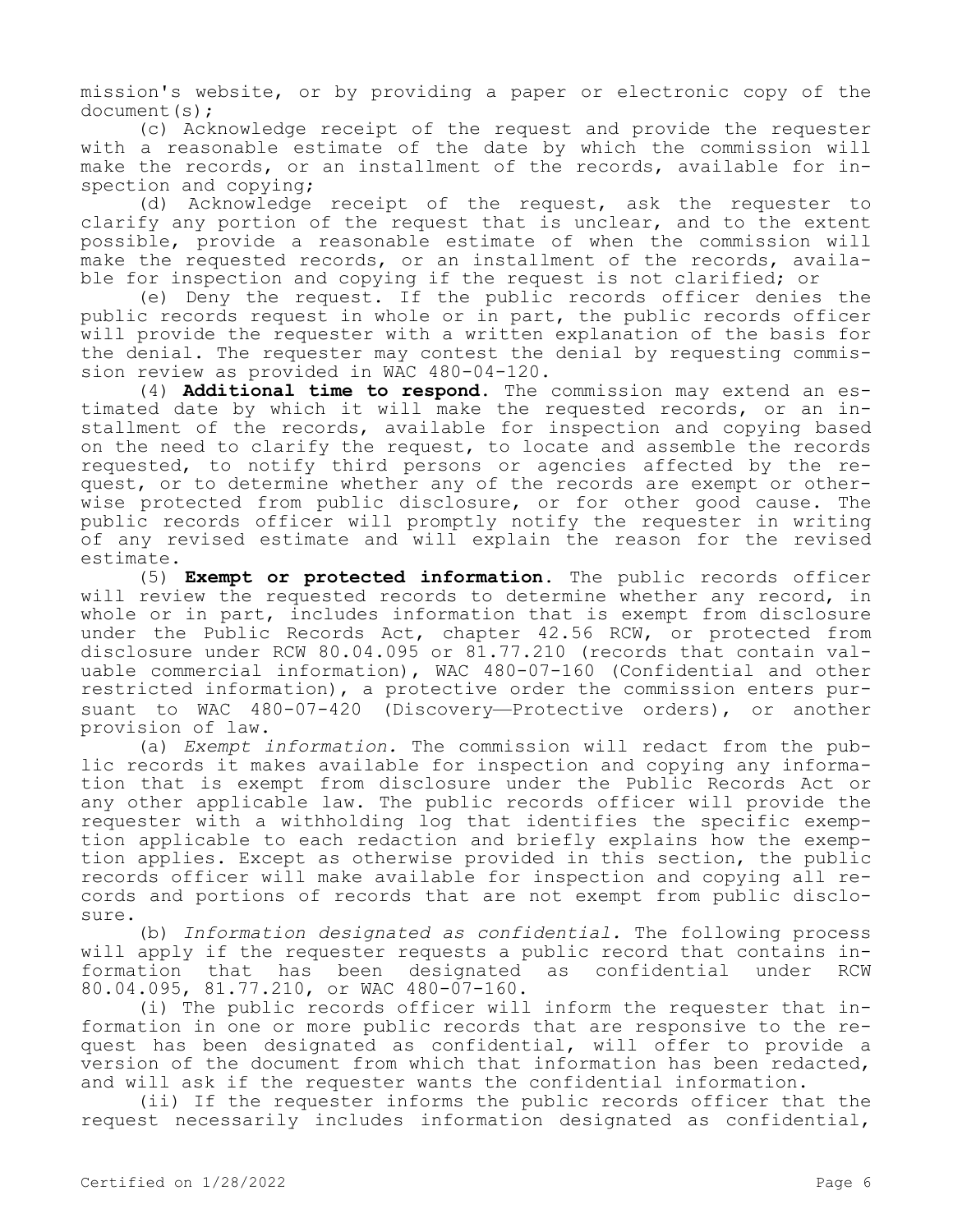mission's website, or by providing a paper or electronic copy of the document(s);

(c) Acknowledge receipt of the request and provide the requester with a reasonable estimate of the date by which the commission will make the records, or an installment of the records, available for inspection and copying;

(d) Acknowledge receipt of the request, ask the requester to clarify any portion of the request that is unclear, and to the extent possible, provide a reasonable estimate of when the commission will make the requested records, or an installment of the records, available for inspection and copying if the request is not clarified; or

(e) Deny the request. If the public records officer denies the public records request in whole or in part, the public records officer will provide the requester with a written explanation of the basis for the denial. The requester may contest the denial by requesting commission review as provided in WAC 480-04-120.

(4) **Additional time to respond.** The commission may extend an estimated date by which it will make the requested records, or an installment of the records, available for inspection and copying based on the need to clarify the request, to locate and assemble the records requested, to notify third persons or agencies affected by the request, or to determine whether any of the records are exempt or otherwise protected from public disclosure, or for other good cause. The public records officer will promptly notify the requester in writing of any revised estimate and will explain the reason for the revised estimate.

(5) **Exempt or protected information.** The public records officer will review the requested records to determine whether any record, in whole or in part, includes information that is exempt from disclosure under the Public Records Act, chapter 42.56 RCW, or protected from disclosure under RCW 80.04.095 or 81.77.210 (records that contain valuable commercial information), WAC 480-07-160 (Confidential and other restricted information), a protective order the commission enters pursuant to WAC 480-07-420 (Discovery—Protective orders), or another provision of law.

(a) *Exempt information.* The commission will redact from the public records it makes available for inspection and copying any information that is exempt from disclosure under the Public Records Act or any other applicable law. The public records officer will provide the requester with a withholding log that identifies the specific exemption applicable to each redaction and briefly explains how the exemption applies. Except as otherwise provided in this section, the public records officer will make available for inspection and copying all records and portions of records that are not exempt from public disclosure.

(b) *Information designated as confidential.* The following process will apply if the requester requests a public record that contains information that has been designated as confidential under RCW 80.04.095, 81.77.210, or WAC 480-07-160.

(i) The public records officer will inform the requester that information in one or more public records that are responsive to the request has been designated as confidential, will offer to provide a version of the document from which that information has been redacted, and will ask if the requester wants the confidential information.

(ii) If the requester informs the public records officer that the request necessarily includes information designated as confidential,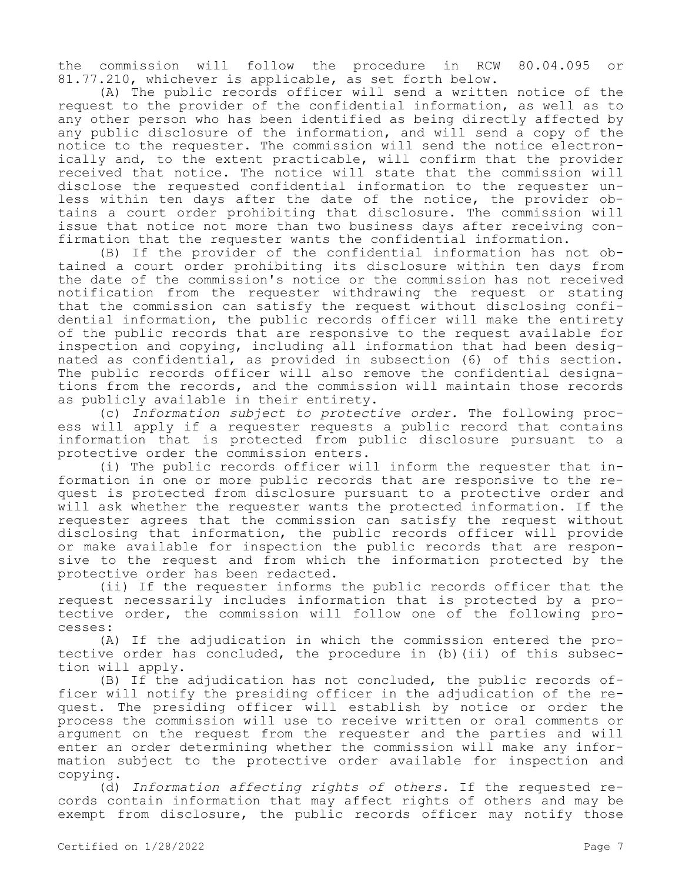the commission will follow the procedure in RCW 80.04.095 or 81.77.210, whichever is applicable, as set forth below.

(A) The public records officer will send a written notice of the request to the provider of the confidential information, as well as to any other person who has been identified as being directly affected by any public disclosure of the information, and will send a copy of the notice to the requester. The commission will send the notice electronically and, to the extent practicable, will confirm that the provider received that notice. The notice will state that the commission will disclose the requested confidential information to the requester unless within ten days after the date of the notice, the provider obtains a court order prohibiting that disclosure. The commission will issue that notice not more than two business days after receiving confirmation that the requester wants the confidential information.

(B) If the provider of the confidential information has not obtained a court order prohibiting its disclosure within ten days from the date of the commission's notice or the commission has not received notification from the requester withdrawing the request or stating that the commission can satisfy the request without disclosing confidential information, the public records officer will make the entirety of the public records that are responsive to the request available for inspection and copying, including all information that had been designated as confidential, as provided in subsection (6) of this section. The public records officer will also remove the confidential designations from the records, and the commission will maintain those records as publicly available in their entirety.

(c) *Information subject to protective order.* The following process will apply if a requester requests a public record that contains information that is protected from public disclosure pursuant to a protective order the commission enters.

(i) The public records officer will inform the requester that information in one or more public records that are responsive to the request is protected from disclosure pursuant to a protective order and will ask whether the requester wants the protected information. If the requester agrees that the commission can satisfy the request without disclosing that information, the public records officer will provide or make available for inspection the public records that are responsive to the request and from which the information protected by the protective order has been redacted.

(ii) If the requester informs the public records officer that the request necessarily includes information that is protected by a protective order, the commission will follow one of the following processes:

(A) If the adjudication in which the commission entered the protective order has concluded, the procedure in (b)(ii) of this subsection will apply.

(B) If the adjudication has not concluded, the public records officer will notify the presiding officer in the adjudication of the request. The presiding officer will establish by notice or order the process the commission will use to receive written or oral comments or argument on the request from the requester and the parties and will enter an order determining whether the commission will make any information subject to the protective order available for inspection and copying.

(d) *Information affecting rights of others.* If the requested records contain information that may affect rights of others and may be exempt from disclosure, the public records officer may notify those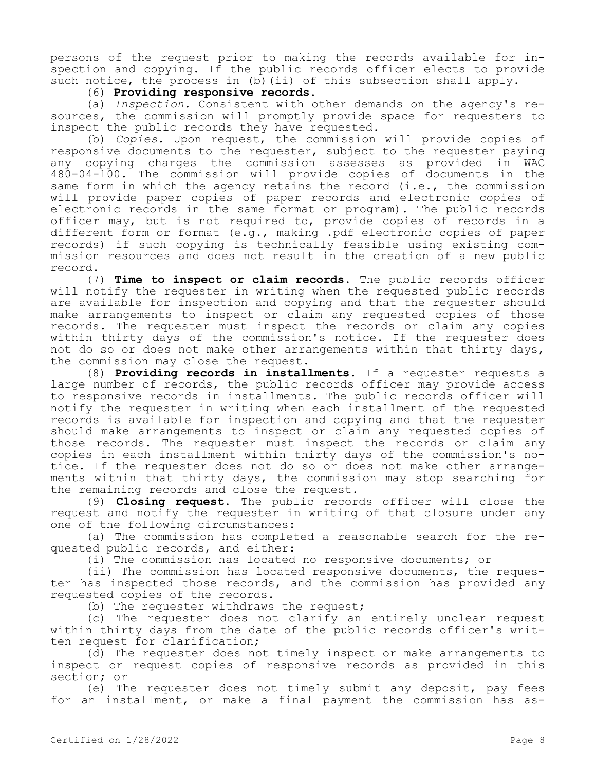persons of the request prior to making the records available for inspection and copying. If the public records officer elects to provide such notice, the process in (b)(ii) of this subsection shall apply.

(6) **Providing responsive records.**

(a) *Inspection.* Consistent with other demands on the agency's resources, the commission will promptly provide space for requesters to inspect the public records they have requested.

(b) *Copies.* Upon request, the commission will provide copies of responsive documents to the requester, subject to the requester paying any copying charges the commission assesses as provided in WAC 480-04-100. The commission will provide copies of documents in the same form in which the agency retains the record (i.e., the commission will provide paper copies of paper records and electronic copies of electronic records in the same format or program). The public records officer may, but is not required to, provide copies of records in a different form or format (e.g., making .pdf electronic copies of paper records) if such copying is technically feasible using existing commission resources and does not result in the creation of a new public record.

(7) **Time to inspect or claim records.** The public records officer will notify the requester in writing when the requested public records are available for inspection and copying and that the requester should make arrangements to inspect or claim any requested copies of those records. The requester must inspect the records or claim any copies within thirty days of the commission's notice. If the requester does not do so or does not make other arrangements within that thirty days, the commission may close the request.

(8) **Providing records in installments.** If a requester requests a large number of records, the public records officer may provide access to responsive records in installments. The public records officer will notify the requester in writing when each installment of the requested records is available for inspection and copying and that the requester should make arrangements to inspect or claim any requested copies of those records. The requester must inspect the records or claim any copies in each installment within thirty days of the commission's notice. If the requester does not do so or does not make other arrangements within that thirty days, the commission may stop searching for the remaining records and close the request.

(9) **Closing request.** The public records officer will close the request and notify the requester in writing of that closure under any one of the following circumstances:

(a) The commission has completed a reasonable search for the requested public records, and either:

(i) The commission has located no responsive documents; or

(ii) The commission has located responsive documents, the requester has inspected those records, and the commission has provided any requested copies of the records.

(b) The requester withdraws the request;

(c) The requester does not clarify an entirely unclear request within thirty days from the date of the public records officer's written request for clarification;

(d) The requester does not timely inspect or make arrangements to inspect or request copies of responsive records as provided in this section; or

(e) The requester does not timely submit any deposit, pay fees for an installment, or make a final payment the commission has as-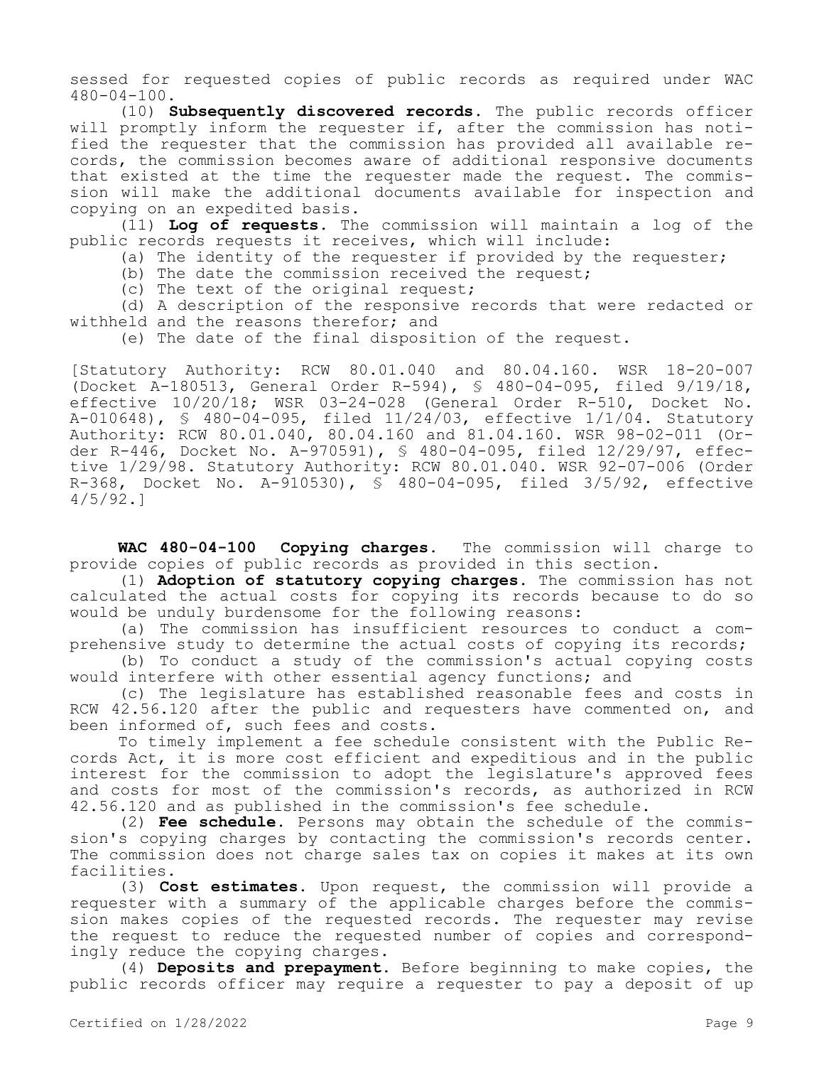sessed for requested copies of public records as required under WAC 480-04-100.

(10) **Subsequently discovered records.** The public records officer will promptly inform the requester if, after the commission has notified the requester that the commission has provided all available records, the commission becomes aware of additional responsive documents that existed at the time the requester made the request. The commission will make the additional documents available for inspection and copying on an expedited basis.

(11) **Log of requests.** The commission will maintain a log of the public records requests it receives, which will include:

(a) The identity of the requester if provided by the requester;

(b) The date the commission received the request;

(c) The text of the original request;

(d) A description of the responsive records that were redacted or withheld and the reasons therefor; and

(e) The date of the final disposition of the request.

[Statutory Authority: RCW 80.01.040 and 80.04.160. WSR 18-20-007 (Docket A-180513, General Order R-594), § 480-04-095, filed 9/19/18, effective 10/20/18; WSR 03-24-028 (General Order R-510, Docket No. A-010648), § 480-04-095, filed 11/24/03, effective 1/1/04. Statutory Authority: RCW 80.01.040, 80.04.160 and 81.04.160. WSR 98-02-011 (Order R-446, Docket No. A-970591), § 480-04-095, filed 12/29/97, effective 1/29/98. Statutory Authority: RCW 80.01.040. WSR 92-07-006 (Order R-368, Docket No. A-910530), § 480-04-095, filed 3/5/92, effective 4/5/92.]

**WAC 480-04-100 Copying charges.** The commission will charge to provide copies of public records as provided in this section.

(1) **Adoption of statutory copying charges.** The commission has not calculated the actual costs for copying its records because to do so would be unduly burdensome for the following reasons:

(a) The commission has insufficient resources to conduct a comprehensive study to determine the actual costs of copying its records;

(b) To conduct a study of the commission's actual copying costs would interfere with other essential agency functions; and

(c) The legislature has established reasonable fees and costs in RCW 42.56.120 after the public and requesters have commented on, and been informed of, such fees and costs.

To timely implement a fee schedule consistent with the Public Records Act, it is more cost efficient and expeditious and in the public interest for the commission to adopt the legislature's approved fees and costs for most of the commission's records, as authorized in RCW 42.56.120 and as published in the commission's fee schedule.

(2) **Fee schedule.** Persons may obtain the schedule of the commission's copying charges by contacting the commission's records center. The commission does not charge sales tax on copies it makes at its own facilities.

(3) **Cost estimates.** Upon request, the commission will provide a requester with a summary of the applicable charges before the commission makes copies of the requested records. The requester may revise the request to reduce the requested number of copies and correspondingly reduce the copying charges.

(4) **Deposits and prepayment.** Before beginning to make copies, the public records officer may require a requester to pay a deposit of up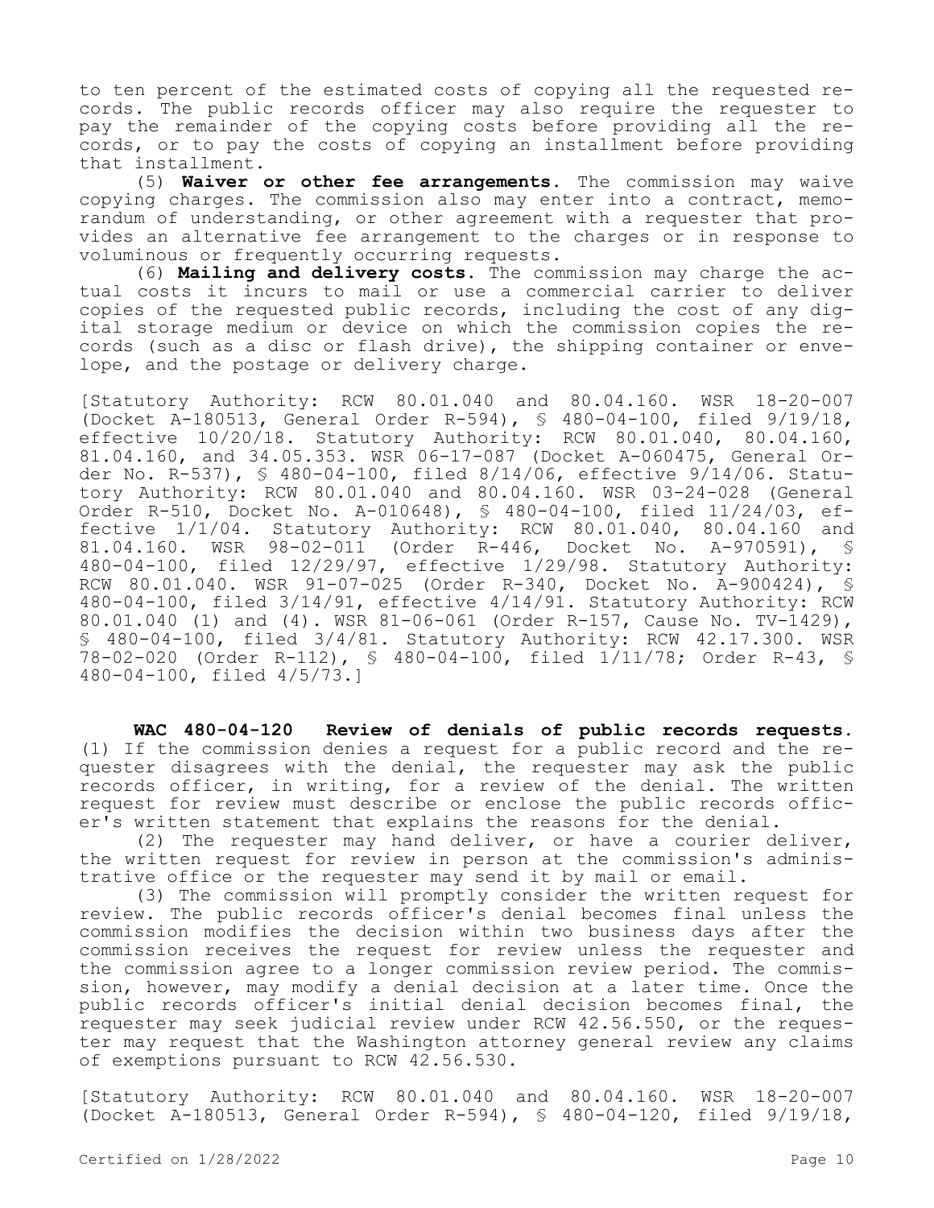to ten percent of the estimated costs of copying all the requested records. The public records officer may also require the requester to pay the remainder of the copying costs before providing all the records, or to pay the costs of copying an installment before providing that installment.

(5) **Waiver or other fee arrangements.** The commission may waive copying charges. The commission also may enter into a contract, memorandum of understanding, or other agreement with a requester that provides an alternative fee arrangement to the charges or in response to voluminous or frequently occurring requests.

(6) **Mailing and delivery costs.** The commission may charge the actual costs it incurs to mail or use a commercial carrier to deliver copies of the requested public records, including the cost of any digital storage medium or device on which the commission copies the records (such as a disc or flash drive), the shipping container or envelope, and the postage or delivery charge.

[Statutory Authority: RCW 80.01.040 and 80.04.160. WSR 18-20-007 (Docket A-180513, General Order R-594), § 480-04-100, filed 9/19/18, effective 10/20/18. Statutory Authority: RCW 80.01.040, 80.04.160, 81.04.160, and 34.05.353. WSR 06-17-087 (Docket A-060475, General Order No. R-537), § 480-04-100, filed 8/14/06, effective 9/14/06. Statutory Authority: RCW 80.01.040 and 80.04.160. WSR 03-24-028 (General Order R-510, Docket No. A-010648), § 480-04-100, filed 11/24/03, effective 1/1/04. Statutory Authority: RCW 80.01.040, 80.04.160 and 81.04.160. WSR 98-02-011 (Order R-446, Docket No. A-970591), § 480-04-100, filed 12/29/97, effective 1/29/98. Statutory Authority: RCW 80.01.040. WSR 91-07-025 (Order R-340, Docket No. A-900424), § 480-04-100, filed 3/14/91, effective 4/14/91. Statutory Authority: RCW 80.01.040 (1) and (4). WSR 81-06-061 (Order R-157, Cause No. TV-1429), § 480-04-100, filed 3/4/81. Statutory Authority: RCW 42.17.300. WSR 78-02-020 (Order R-112), § 480-04-100, filed 1/11/78; Order R-43, § 480-04-100, filed 4/5/73.]

**WAC 480-04-120 Review of denials of public records requests.** (1) If the commission denies a request for a public record and the requester disagrees with the denial, the requester may ask the public records officer, in writing, for a review of the denial. The written request for review must describe or enclose the public records officer's written statement that explains the reasons for the denial.

(2) The requester may hand deliver, or have a courier deliver, the written request for review in person at the commission's administrative office or the requester may send it by mail or email.

(3) The commission will promptly consider the written request for review. The public records officer's denial becomes final unless the commission modifies the decision within two business days after the commission receives the request for review unless the requester and the commission agree to a longer commission review period. The commission, however, may modify a denial decision at a later time. Once the public records officer's initial denial decision becomes final, the requester may seek judicial review under RCW 42.56.550, or the requester may request that the Washington attorney general review any claims of exemptions pursuant to RCW 42.56.530.

[Statutory Authority: RCW 80.01.040 and 80.04.160. WSR 18-20-007 (Docket A-180513, General Order R-594), § 480-04-120, filed 9/19/18,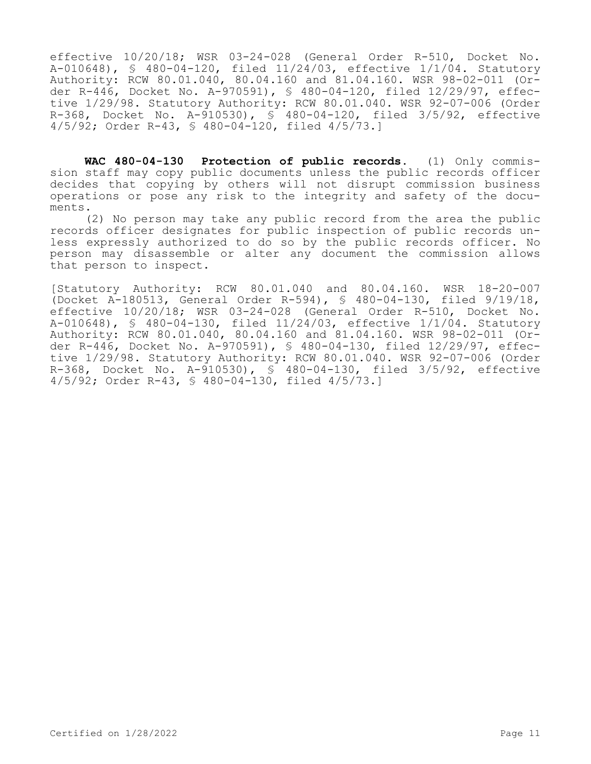effective 10/20/18; WSR 03-24-028 (General Order R-510, Docket No. A-010648), § 480-04-120, filed 11/24/03, effective 1/1/04. Statutory Authority: RCW 80.01.040, 80.04.160 and 81.04.160. WSR 98-02-011 (Order R-446, Docket No. A-970591), § 480-04-120, filed 12/29/97, effective 1/29/98. Statutory Authority: RCW 80.01.040. WSR 92-07-006 (Order R-368, Docket No. A-910530), § 480-04-120, filed 3/5/92, effective 4/5/92; Order R-43, § 480-04-120, filed 4/5/73.]

**WAC 480-04-130 Protection of public records.** (1) Only commission staff may copy public documents unless the public records officer decides that copying by others will not disrupt commission business operations or pose any risk to the integrity and safety of the documents.

(2) No person may take any public record from the area the public records officer designates for public inspection of public records unless expressly authorized to do so by the public records officer. No person may disassemble or alter any document the commission allows that person to inspect.

[Statutory Authority: RCW 80.01.040 and 80.04.160. WSR 18-20-007 (Docket A-180513, General Order R-594), § 480-04-130, filed 9/19/18, effective 10/20/18; WSR 03-24-028 (General Order R-510, Docket No. A-010648), § 480-04-130, filed 11/24/03, effective 1/1/04. Statutory Authority: RCW 80.01.040, 80.04.160 and 81.04.160. WSR 98-02-011 (Order R-446, Docket No. A-970591), § 480-04-130, filed 12/29/97, effective 1/29/98. Statutory Authority: RCW 80.01.040. WSR 92-07-006 (Order R-368, Docket No. A-910530), § 480-04-130, filed 3/5/92, effective 4/5/92; Order R-43, § 480-04-130, filed 4/5/73.]